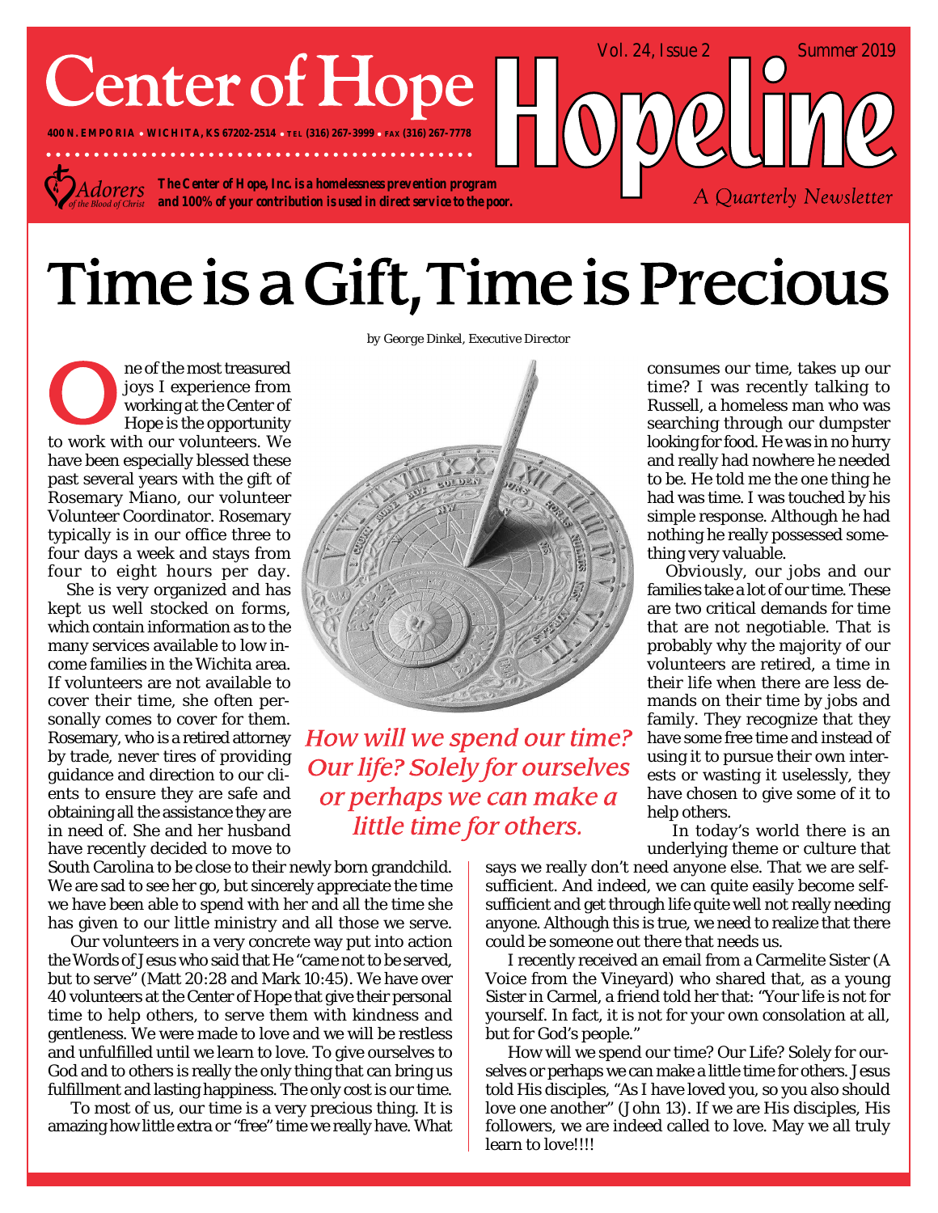# Center of Hope

400 N. EMPORIA • WICHITA, KS 67202-2514 • TEL (316) 267-3999 • FAX (316) 267-7778

*Adorers of the Blood of Christ*

***The Center of Hope, Inc. is a homelessness prevention program and 100% of your contribution is used in direct service to the poor.***

# Hopeline

Vol. 24, Issue 2 Summer 2019

*A Quarterly Newsletter*

# Time is a Gift, Time is Precious

*by George Dinkel, Executive Director*

One of the most treasured joys I experience from working at the Center of Hope is the opportunity to work with our volunteers. We have been especially blessed these past several years with the gift of Rosemary Miano, our volunteer Volunteer Coordinator. Rosemary typically is in our office three to four days a week and stays from four to eight hours per day.

She is very organized and has kept us well stocked on forms, which contain information as to the many services available to low income families in the Wichita area. If volunteers are not available to cover their time, she often personally comes to cover for them. Rosemary, who is a retired attorney by trade, never tires of providing guidance and direction to our clients to ensure they are safe and obtaining all the assistance they are in need of. She and her husband have recently decided to move to South Carolina to be close to their newly born grandchild. We are sad to see her go, but sincerely appreciate the time we have been able to spend with her and all the time she has given to our little ministry and all those we serve.

Our volunteers in a very concrete way put into action the Words of Jesus who said that He "came not to be served, but to serve" (Matt 20:28 and Mark 10:45). We have over 40 volunteers at the Center of Hope that give their personal time to help others, to serve them with kindness and gentleness. We were made to love and we will be restless and unfulfilled until we learn to love. To give ourselves to God and to others is really the only thing that can bring us fulfillment and lasting happiness. The only cost is our time.

To most of us, our time is a very precious thing. It is amazing how little extra or "free" time we really have. What consumes our time, takes up our time? I was recently talking to Russell, a homeless man who was searching through our dumpster looking for food. He was in no hurry and really had nowhere he needed to be. He told me the one thing he had was time. I was touched by his simple response. Although he had nothing he really possessed something very valuable.

*How will we spend our time? Our life? Solely for ourselves or perhaps we can make a little time for others.*

Obviously, our jobs and our families take a lot of our time. These are two critical demands for time that are not negotiable. That is probably why the majority of our volunteers are retired, a time in their life when there are less demands on their time by jobs and family. They recognize that they have some free time and instead of using it to pursue their own interests or wasting it uselessly, they have chosen to give some of it to help others.

In today's world there is an underlying theme or culture that says we really don't need anyone else. That we are self-sufficient. And indeed, we can quite easily become self-sufficient and get through life quite well not really needing anyone. Although this is true, we need to realize that there could be someone out there that needs us.

I recently received an email from a Carmelite Sister (A Voice from the Vineyard) who shared that, as a young Sister in Carmel, a friend told her that: "Your life is not for yourself. In fact, it is not for your own consolation at all, but for God's people."

How will we spend our time? Our Life? Solely for ourselves or perhaps we can make a little time for others. Jesus told His disciples, "As I have loved you, so you also should love one another" (John 13). If we are His disciples, His followers, we are indeed called to love. May we all truly learn to love!!!!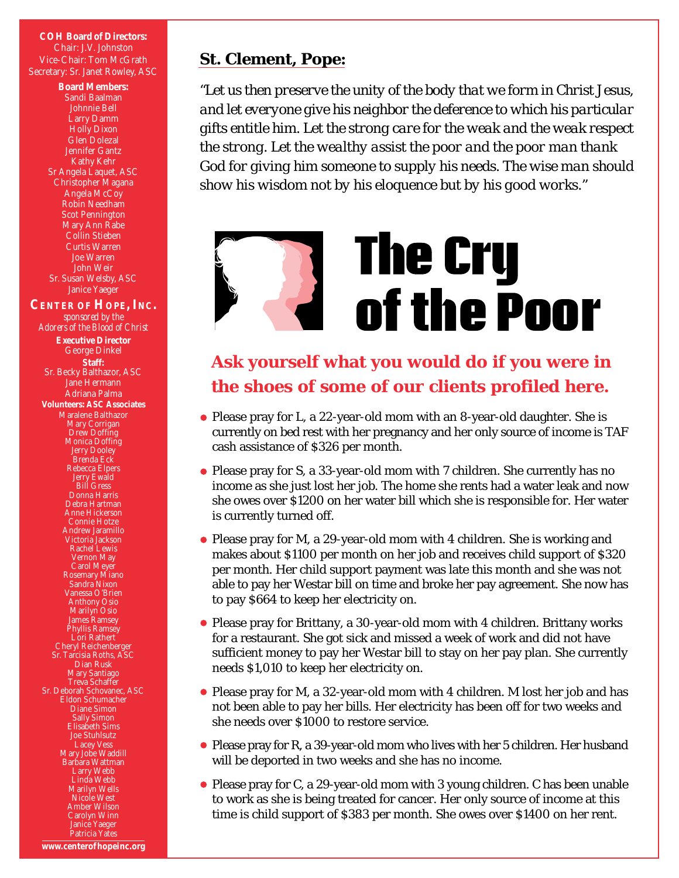**COH Board of Directors:**
Chair: J.V. Johnston
Vice-Chair: Tom McGrath
Secretary: Sr. Janet Rowley, ASC

**Board Members:**
Sandi Baalman
Johnnie Bell
Larry Damm
Holly Dixon
Glen Dolezal
Jennifer Gantz
Kathy Kehr
Sr Angela Laquet, ASC
Christopher Magana
Angela McCoy
Robin Needham
Scot Pennington
Mary Ann Rabe
Collin Stieben
Curtis Warren
Joe Warren
John Weir
Sr. Susan Welsby, ASC
Janice Yaeger

**CENTER OF HOPE, INC.**
*sponsored by the Adorers of the Blood of Christ*

**Executive Director**
George Dinkel

**Staff:**
Sr. Becky Balthazor, ASC
Jane Hermann
Adriana Palma

**Volunteers: ASC Associates**
Maralene Balthazor
Mary Corrigan
Drew Doffing
Monica Doffing
Jerry Dooley
Brenda Eck
Rebecca Elpers
Jerry Ewald
Bill Gress
Donna Harris
Debra Hartman
Anne Hickerson
Connie Hotze
Andrew Jaramillo
Victoria Jackson
Rachel Lewis
Vernon May
Carol Meyer
Rosemary Miano
Sandra Nixon
Vanessa O'Brien
Anthony Osio
Marilyn Osio
James Ramsey
Phyllis Ramsey
Lori Rathert
Cheryl Reichenberger
Sr. Tarcisia Roths, ASC
Dian Rusk
Mary Santiago
Treva Schaffer
Sr. Deborah Schovanec, ASC
Eldon Schumacher
Diane Simon
Sally Simon
Elisabeth Sims
Joe Stuhlsutz
Lacey Vess
Mary Jobe Waddill
Barbara Wattman
Larry Webb
Linda Webb
Marilyn Wells
Nicole West
Amber Wilson
Carolyn Winn
Janice Yaeger
Patricia Yates

**www.centerofhopeinc.org**

## St. Clement, Pope:

*"Let us then preserve the unity of the body that we form in Christ Jesus, and let everyone give his neighbor the deference to which his particular gifts entitle him. Let the strong care for the weak and the weak respect the strong. Let the wealthy assist the poor and the poor man thank God for giving him someone to supply his needs. The wise man should show his wisdom not by his eloquence but by his good works."*

# The Cry of the Poor

### Ask yourself what you would do if you were in the shoes of some of our clients profiled here.

- Please pray for L, a 22-year-old mom with an 8-year-old daughter. She is currently on bed rest with her pregnancy and her only source of income is TAF cash assistance of $326 per month.
- Please pray for S, a 33-year-old mom with 7 children. She currently has no income as she just lost her job. The home she rents had a water leak and now she owes over $1200 on her water bill which she is responsible for. Her water is currently turned off.
- Please pray for M, a 29-year-old mom with 4 children. She is working and makes about $1100 per month on her job and receives child support of $320 per month. Her child support payment was late this month and she was not able to pay her Westar bill on time and broke her pay agreement. She now has to pay $664 to keep her electricity on.
- Please pray for Brittany, a 30-year-old mom with 4 children. Brittany works for a restaurant. She got sick and missed a week of work and did not have sufficient money to pay her Westar bill to stay on her pay plan. She currently needs $1,010 to keep her electricity on.
- Please pray for M, a 32-year-old mom with 4 children. M lost her job and has not been able to pay her bills. Her electricity has been off for two weeks and she needs over $1000 to restore service.
- Please pray for R, a 39-year-old mom who lives with her 5 children. Her husband will be deported in two weeks and she has no income.
- Please pray for C, a 29-year-old mom with 3 young children. C has been unable to work as she is being treated for cancer. Her only source of income at this time is child support of $383 per month. She owes over $1400 on her rent.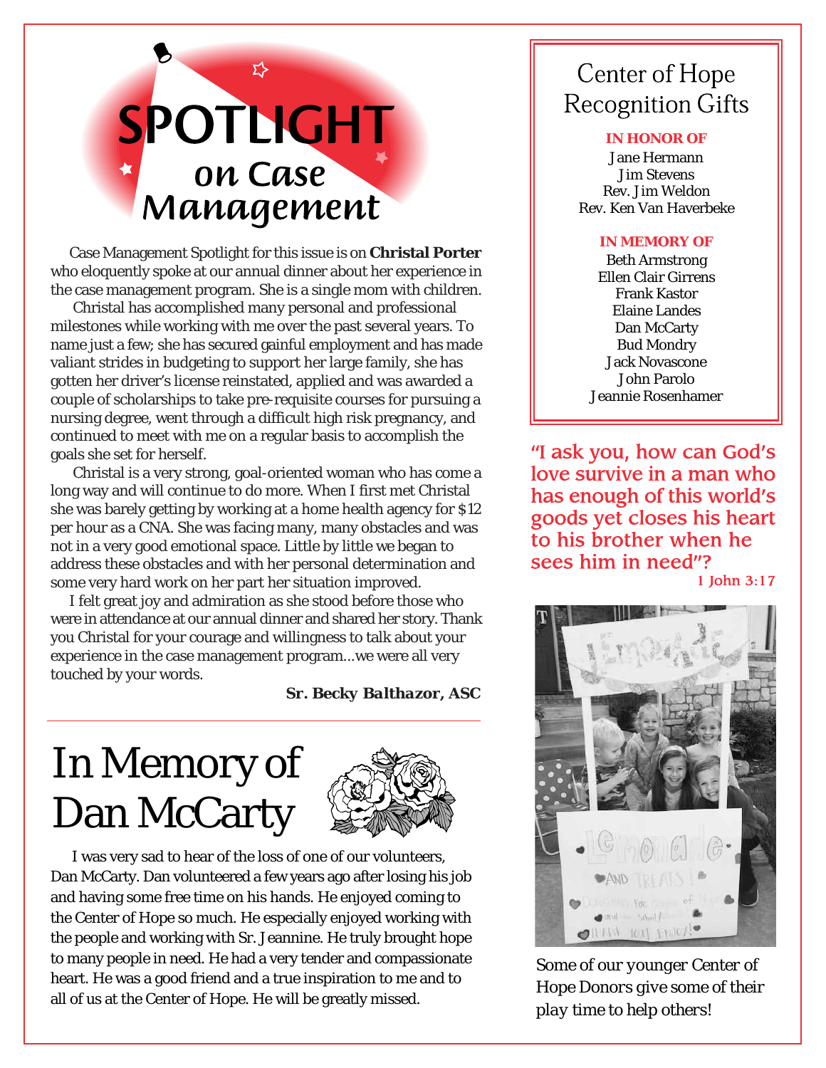# SPOTLIGHT on Case Management

Case Management Spotlight for this issue is on **Christal Porter** who eloquently spoke at our annual dinner about her experience in the case management program. She is a single mom with children.

Christal has accomplished many personal and professional milestones while working with me over the past several years. To name just a few; she has secured gainful employment and has made valiant strides in budgeting to support her large family, she has gotten her driver's license reinstated, applied and was awarded a couple of scholarships to take pre-requisite courses for pursuing a nursing degree, went through a difficult high risk pregnancy, and continued to meet with me on a regular basis to accomplish the goals she set for herself.

Christal is a very strong, goal-oriented woman who has come a long way and will continue to do more. When I first met Christal she was barely getting by working at a home health agency for $12 per hour as a CNA. She was facing many, many obstacles and was not in a very good emotional space. Little by little we began to address these obstacles and with her personal determination and some very hard work on her part her situation improved.

I felt great joy and admiration as she stood before those who were in attendance at our annual dinner and shared her story. Thank you Christal for your courage and willingness to talk about your experience in the case management program...we were all very touched by your words.

***Sr. Becky Balthazor, ASC***

# In Memory of Dan McCarty

I was very sad to hear of the loss of one of our volunteers, Dan McCarty. Dan volunteered a few years ago after losing his job and having some free time on his hands. He enjoyed coming to the Center of Hope so much. He especially enjoyed working with the people and working with Sr. Jeannine. He truly brought hope to many people in need. He had a very tender and compassionate heart. He was a good friend and a true inspiration to me and to all of us at the Center of Hope. He will be greatly missed.

## Center of Hope Recognition Gifts

**IN HONOR OF**

Jane Hermann
Jim Stevens
Rev. Jim Weldon
Rev. Ken Van Haverbeke

**IN MEMORY OF**

Beth Armstrong
Ellen Clair Girrens
Frank Kastor
Elaine Landes
Dan McCarty
Bud Mondry
Jack Novascone
John Parolo
Jeannie Rosenhamer

"I ask you, how can God's love survive in a man who has enough of this world's goods yet closes his heart to his brother when he sees him in need"?

1 John 3:17

Some of our younger Center of Hope Donors give some of their play time to help others!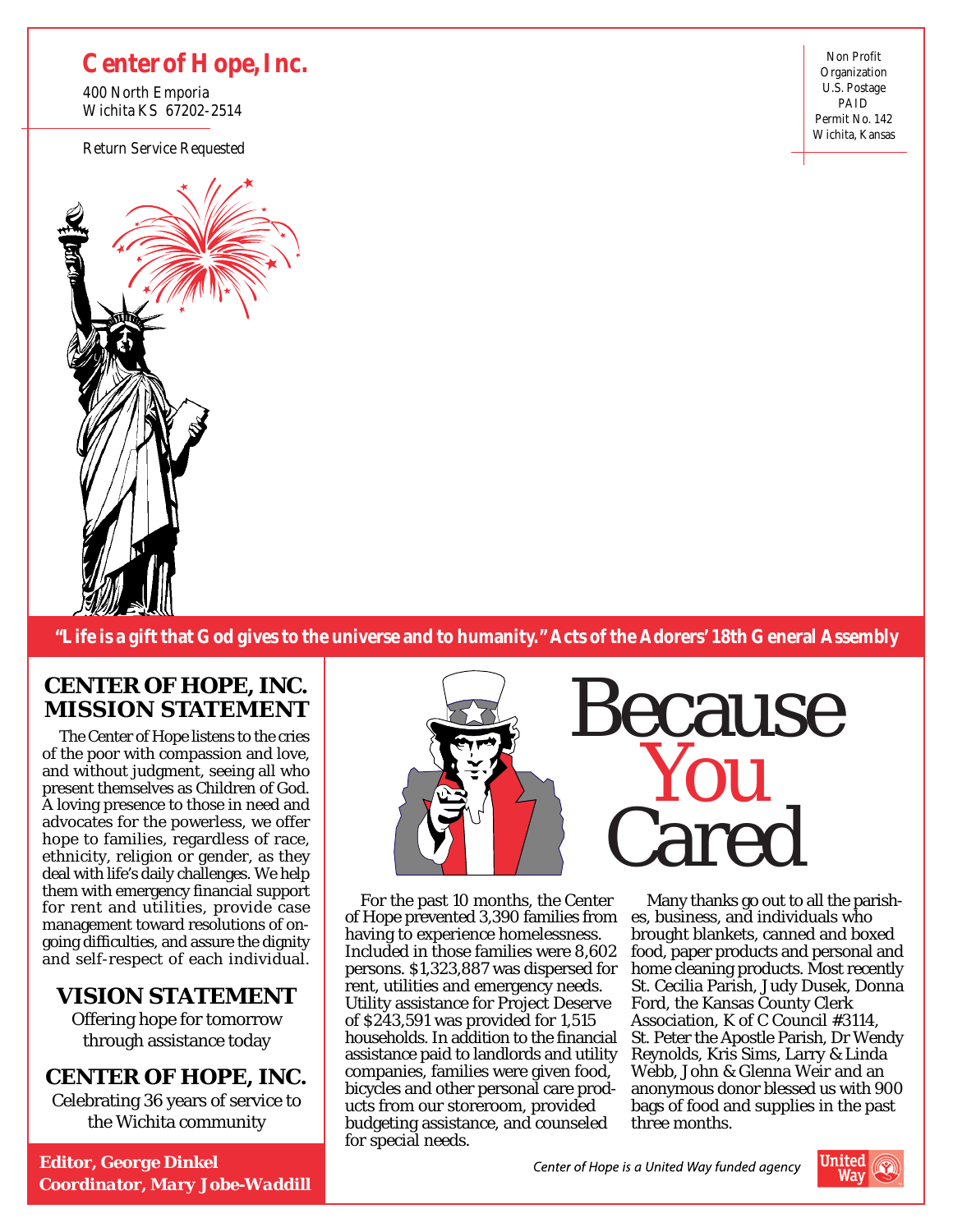**Center of Hope, Inc.**

400 North Emporia
Wichita KS 67202-2514

Return Service Requested

Non Profit
Organization
U.S. Postage
PAID
Permit No. 142
Wichita, Kansas

**"Life is a gift that God gives to the universe and to humanity." Acts of the Adorers' 18th General Assembly**

## CENTER OF HOPE, INC. MISSION STATEMENT

The Center of Hope listens to the cries of the poor with compassion and love, and without judgment, seeing all who present themselves as Children of God. A loving presence to those in need and advocates for the powerless, we offer hope to families, regardless of race, ethnicity, religion or gender, as they deal with life's daily challenges. We help them with emergency financial support for rent and utilities, provide case management toward resolutions of on-going difficulties, and assure the dignity and self-respect of each individual.

## VISION STATEMENT

Offering hope for tomorrow through assistance today

## CENTER OF HOPE, INC.

Celebrating 36 years of service to the Wichita community

**Editor, George Dinkel**
**Coordinator, Mary Jobe-Waddill**

# Because You Cared

For the past 10 months, the Center of Hope prevented 3,390 families from having to experience homelessness. Included in those families were 8,602 persons. $1,323,887 was dispersed for rent, utilities and emergency needs. Utility assistance for Project Deserve of $243,591 was provided for 1,515 households. In addition to the financial assistance paid to landlords and utility companies, families were given food, bicycles and other personal care products from our storeroom, provided budgeting assistance, and counseled for special needs.

Many thanks go out to all the parishes, business, and individuals who brought blankets, canned and boxed food, paper products and personal and home cleaning products. Most recently St. Cecilia Parish, Judy Dusek, Donna Ford, the Kansas County Clerk Association, K of C Council #3114, St. Peter the Apostle Parish, Dr Wendy Reynolds, Kris Sims, Larry & Linda Webb, John & Glenna Weir and an anonymous donor blessed us with 900 bags of food and supplies in the past three months.

*Center of Hope is a United Way funded agency*

United Way